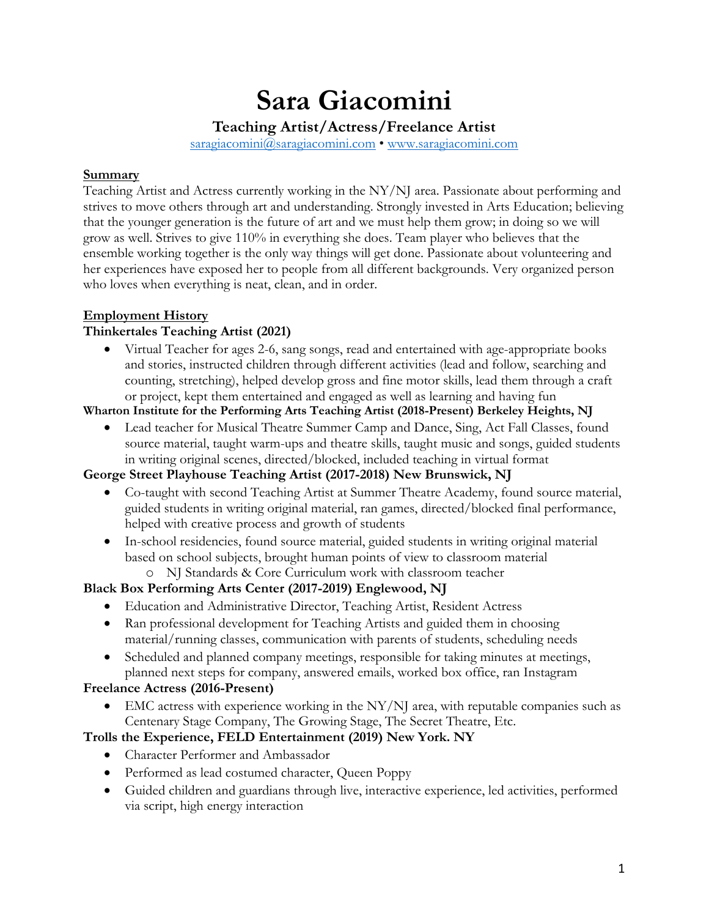# Sara Giacomini

### Teaching Artist/Actress/Freelance Artist

[saragiacomini@saragiacomini.com](mailto:saragiacomini@saragiacomini.com) • [www.saragiacomini.com](http://www.saragiacomini.com)

## Summary

Teaching Artist and Actress currently working in the NY/NJ area. Passionate about performing and strives to move others through art and understanding. Strongly invested in Arts Education; believing that the younger generation is the future of art and we must help them grow; in doing so we will grow as well. Strives to give 110% in everything she does. Team player who believes that the ensemble working together is the only way things will get done. Passionate about volunteering and her experiences have exposed her to people from all different backgrounds. Very organized person who loves when everything is neat, clean, and in order.

## Employment History

**Thinkertales Teaching Artist (2021)**

- Virtual Teacher for ages 2-6, sang songs, read and entertained with age-appropriate books and stories, instructed children through different activities (lead and follow, searching and counting, stretching), helped develop gross and fine motor skills, lead them through a craft or project, kept them entertained and engaged as well as learning and having fun

**Wharton Institute for the Performing Arts Teaching Artist (2018-Present) Berkeley Heights, NJ**

- Lead teacher for Musical Theatre Summer Camp and Dance, Sing, Act Fall Classes, found source material, taught warm-ups and theatre skills, taught music and songs, guided students in writing original scenes, directed/blocked, included teaching in virtual format

**George Street Playhouse Teaching Artist (2017-2018) New Brunswick, NJ**

- Co-taught with second Teaching Artist at Summer Theatre Academy, found source material, guided students in writing original material, ran games, directed/blocked final performance, helped with creative process and growth of students
- In-school residencies, found source material, guided students in writing original material based on school subjects, brought human points of view to classroom material
  - NJ Standards & Core Curriculum work with classroom teacher

**Black Box Performing Arts Center (2017-2019) Englewood, NJ**

- Education and Administrative Director, Teaching Artist, Resident Actress
- Ran professional development for Teaching Artists and guided them in choosing material/running classes, communication with parents of students, scheduling needs
- Scheduled and planned company meetings, responsible for taking minutes at meetings, planned next steps for company, answered emails, worked box office, ran Instagram

**Freelance Actress (2016-Present)**

- EMC actress with experience working in the NY/NJ area, with reputable companies such as Centenary Stage Company, The Growing Stage, The Secret Theatre, Etc.

**Trolls the Experience, FELD Entertainment (2019) New York. NY**

- Character Performer and Ambassador
- Performed as lead costumed character, Queen Poppy
- Guided children and guardians through live, interactive experience, led activities, performed via script, high energy interaction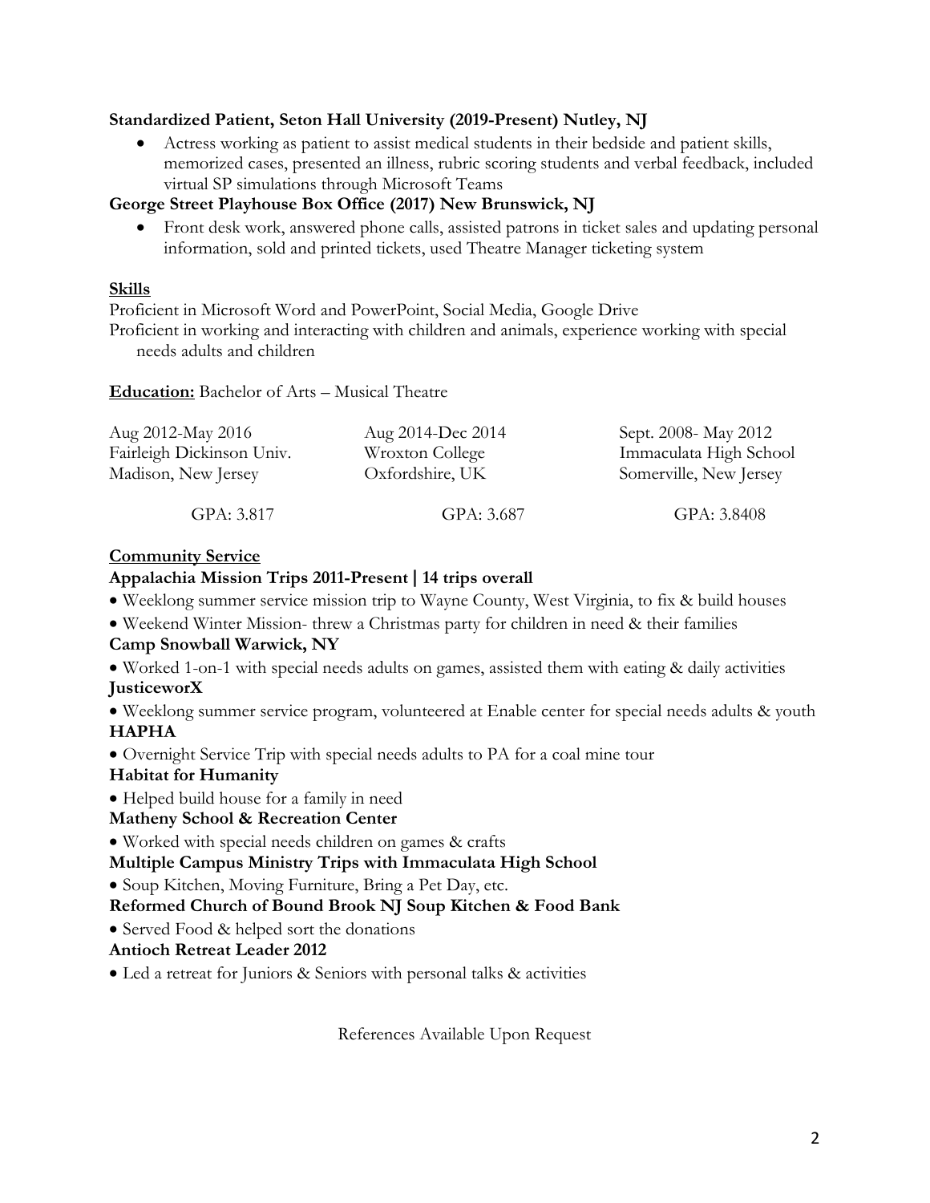**Standardized Patient, Seton Hall University (2019-Present) Nutley, NJ**

- Actress working as patient to assist medical students in their bedside and patient skills, memorized cases, presented an illness, rubric scoring students and verbal feedback, included virtual SP simulations through Microsoft Teams

**George Street Playhouse Box Office (2017) New Brunswick, NJ**

- Front desk work, answered phone calls, assisted patrons in ticket sales and updating personal information, sold and printed tickets, used Theatre Manager ticketing system

**Skills**

Proficient in Microsoft Word and PowerPoint, Social Media, Google Drive
Proficient in working and interacting with children and animals, experience working with special needs adults and children

**Education:** Bachelor of Arts – Musical Theatre

| | | |
|---|---|---|
| Aug 2012-May 2016 | Aug 2014-Dec 2014 | Sept. 2008- May 2012 |
| Fairleigh Dickinson Univ. | Wroxton College | Immaculata High School |
| Madison, New Jersey | Oxfordshire, UK | Somerville, New Jersey |
| GPA: 3.817 | GPA: 3.687 | GPA: 3.8408 |

**Community Service**

**Appalachia Mission Trips 2011-Present | 14 trips overall**

- Weeklong summer service mission trip to Wayne County, West Virginia, to fix & build houses
- Weekend Winter Mission- threw a Christmas party for children in need & their families

**Camp Snowball Warwick, NY**

- Worked 1-on-1 with special needs adults on games, assisted them with eating & daily activities

**JusticeworX**

- Weeklong summer service program, volunteered at Enable center for special needs adults & youth

**HAPHA**

- Overnight Service Trip with special needs adults to PA for a coal mine tour

**Habitat for Humanity**

- Helped build house for a family in need

**Matheny School & Recreation Center**

- Worked with special needs children on games & crafts

**Multiple Campus Ministry Trips with Immaculata High School**

- Soup Kitchen, Moving Furniture, Bring a Pet Day, etc.

**Reformed Church of Bound Brook NJ Soup Kitchen & Food Bank**

- Served Food & helped sort the donations

**Antioch Retreat Leader 2012**

- Led a retreat for Juniors & Seniors with personal talks & activities

References Available Upon Request